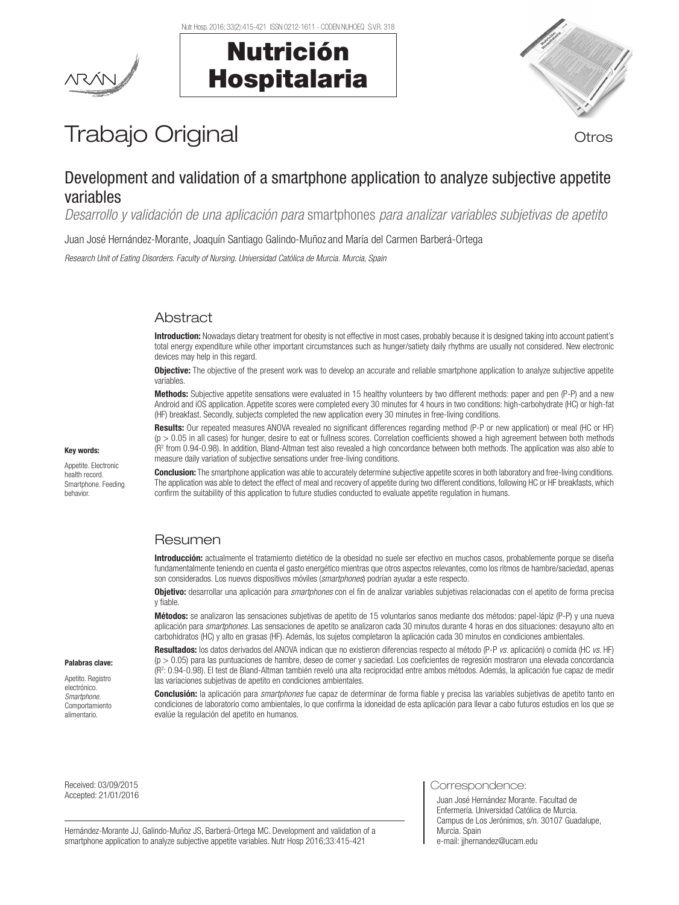# Trabajo Original

Otros

## Development and validation of a smartphone application to analyze subjective appetite variables

*Desarrollo y validación de una aplicación para* smartphones *para analizar variables subjetivas de apetito*

Juan José Hernández-Morante, Joaquín Santiago Galindo-Muñoz and María del Carmen Barberá-Ortega

*Research Unit of Eating Disorders. Faculty of Nursing. Universidad Católica de Murcia. Murcia, Spain*

### Abstract

**Introduction:** Nowadays dietary treatment for obesity is not effective in most cases, probably because it is designed taking into account patient's total energy expenditure while other important circumstances such as hunger/satiety daily rhythms are usually not considered. New electronic devices may help in this regard.

**Objective:** The objective of the present work was to develop an accurate and reliable smartphone application to analyze subjective appetite variables.

**Methods:** Subjective appetite sensations were evaluated in 15 healthy volunteers by two different methods: paper and pen (P-P) and a new Android and iOS application. Appetite scores were completed every 30 minutes for 4 hours in two conditions: high-carbohydrate (HC) or high-fat (HF) breakfast. Secondly, subjects completed the new application every 30 minutes in free-living conditions.

**Results:** Our repeated measures ANOVA revealed no significant differences regarding method (P-P or new application) or meal (HC or HF) ($p > 0.05$ in all cases) for hunger, desire to eat or fullness scores. Correlation coefficients showed a high agreement between both methods ($R^2$ from 0.94-0.98). In addition, Bland-Altman test also revealed a high concordance between both methods. The application was also able to measure daily variation of subjective sensations under free-living conditions.

**Conclusion:** The smartphone application was able to accurately determine subjective appetite scores in both laboratory and free-living conditions. The application was able to detect the effect of meal and recovery of appetite during two different conditions, following HC or HF breakfasts, which confirm the suitability of this application to future studies conducted to evaluate appetite regulation in humans.

**Key words:**

Appetite. Electronic health record. Smartphone. Feeding behavior.

### Resumen

**Introducción:** actualmente el tratamiento dietético de la obesidad no suele ser efectivo en muchos casos, probablemente porque se diseña fundamentalmente teniendo en cuenta el gasto energético mientras que otros aspectos relevantes, como los ritmos de hambre/saciedad, apenas son considerados. Los nuevos dispositivos móviles (*smartphones*) podrían ayudar a este respecto.

**Objetivo:** desarrollar una aplicación para *smartphones* con el fin de analizar variables subjetivas relacionadas con el apetito de forma precisa y fiable.

**Métodos:** se analizaron las sensaciones subjetivas de apetito de 15 voluntarios sanos mediante dos métodos: papel-lápiz (P-P) y una nueva aplicación para *smartphones*. Las sensaciones de apetito se analizaron cada 30 minutos durante 4 horas en dos situaciones: desayuno alto en carbohidratos (HC) y alto en grasas (HF). Además, los sujetos completaron la aplicación cada 30 minutos en condiciones ambientales.

**Resultados:** los datos derivados del ANOVA indican que no existieron diferencias respecto al método (P-P *vs.* aplicación) o comida (HC *vs.* HF) ($p > 0.05$) para las puntuaciones de hambre, deseo de comer y saciedad. Los coeficientes de regresión mostraron una elevada concordancia ($R^2$: 0.94-0.98). El test de Bland-Altman también reveló una alta reciprocidad entre ambos métodos. Además, la aplicación fue capaz de medir las variaciones subjetivas de apetito en condiciones ambientales.

**Conclusión:** la aplicación para *smartphones* fue capaz de determinar de forma fiable y precisa las variables subjetivas de apetito tanto en condiciones de laboratorio como ambientales, lo que confirma la idoneidad de esta aplicación para llevar a cabo futuros estudios en los que se evalúe la regulación del apetito en humanos.

**Palabras clave:**

Apetito. Registro electrónico. *Smartphone*. Comportamiento alimentario.

Received: 03/09/2015
Accepted: 21/01/2016

Hernández-Morante JJ, Galindo-Muñoz JS, Barberá-Ortega MC. Development and validation of a smartphone application to analyze subjective appetite variables. Nutr Hosp 2016;33:415-421

Correspondence:

Juan José Hernández Morante. Facultad de Enfermería. Universidad Católica de Murcia. Campus de Los Jerónimos, s/n. 30107 Guadalupe, Murcia. Spain
e-mail: jjhernandez@ucam.edu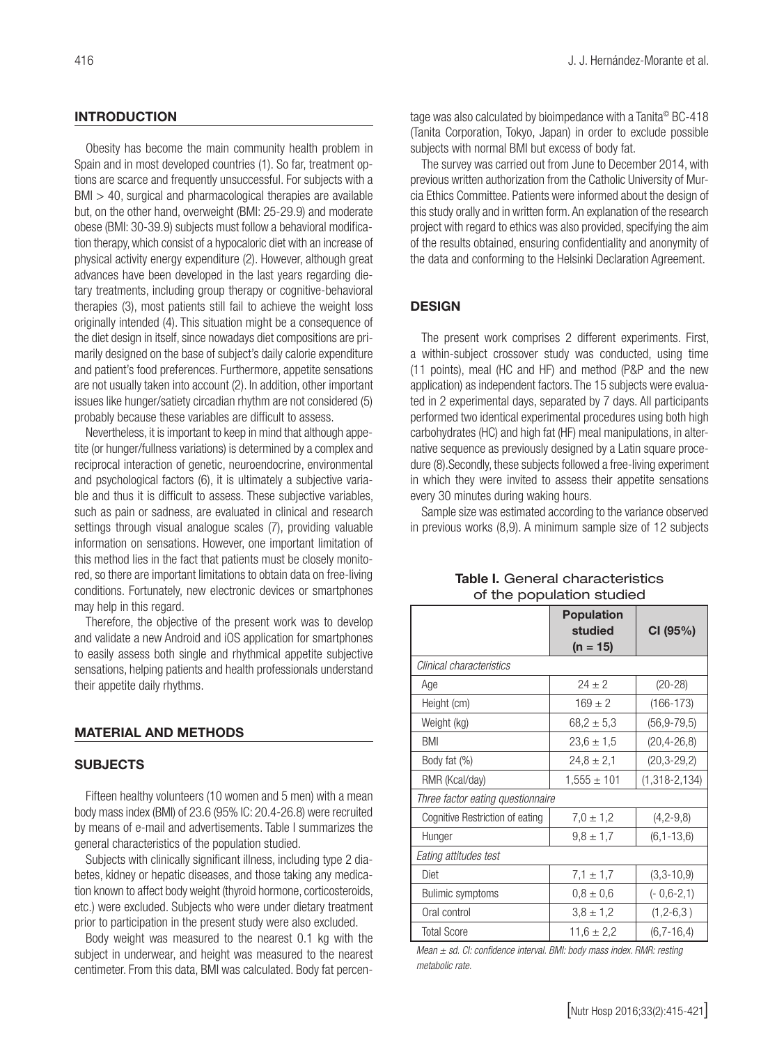## INTRODUCTION

Obesity has become the main community health problem in Spain and in most developed countries (1). So far, treatment options are scarce and frequently unsuccessful. For subjects with a BMI > 40, surgical and pharmacological therapies are available but, on the other hand, overweight (BMI: 25-29.9) and moderate obese (BMI: 30-39.9) subjects must follow a behavioral modification therapy, which consist of a hypocaloric diet with an increase of physical activity energy expenditure (2). However, although great advances have been developed in the last years regarding dietary treatments, including group therapy or cognitive-behavioral therapies (3), most patients still fail to achieve the weight loss originally intended (4). This situation might be a consequence of the diet design in itself, since nowadays diet compositions are primarily designed on the base of subject's daily calorie expenditure and patient's food preferences. Furthermore, appetite sensations are not usually taken into account (2). In addition, other important issues like hunger/satiety circadian rhythm are not considered (5) probably because these variables are difficult to assess.

Nevertheless, it is important to keep in mind that although appetite (or hunger/fullness variations) is determined by a complex and reciprocal interaction of genetic, neuroendocrine, environmental and psychological factors (6), it is ultimately a subjective variable and thus it is difficult to assess. These subjective variables, such as pain or sadness, are evaluated in clinical and research settings through visual analogue scales (7), providing valuable information on sensations. However, one important limitation of this method lies in the fact that patients must be closely monitored, so there are important limitations to obtain data on free-living conditions. Fortunately, new electronic devices or smartphones may help in this regard.

Therefore, the objective of the present work was to develop and validate a new Android and iOS application for smartphones to easily assess both single and rhythmical appetite subjective sensations, helping patients and health professionals understand their appetite daily rhythms.

## MATERIAL AND METHODS

### SUBJECTS

Fifteen healthy volunteers (10 women and 5 men) with a mean body mass index (BMI) of 23.6 (95% IC: 20.4-26.8) were recruited by means of e-mail and advertisements. Table I summarizes the general characteristics of the population studied.

Subjects with clinically significant illness, including type 2 diabetes, kidney or hepatic diseases, and those taking any medication known to affect body weight (thyroid hormone, corticosteroids, etc.) were excluded. Subjects who were under dietary treatment prior to participation in the present study were also excluded.

Body weight was measured to the nearest 0.1 kg with the subject in underwear, and height was measured to the nearest centimeter. From this data, BMI was calculated. Body fat percentage was also calculated by bioimpedance with a Tanita© BC-418 (Tanita Corporation, Tokyo, Japan) in order to exclude possible subjects with normal BMI but excess of body fat.

The survey was carried out from June to December 2014, with previous written authorization from the Catholic University of Murcia Ethics Committee. Patients were informed about the design of this study orally and in written form. An explanation of the research project with regard to ethics was also provided, specifying the aim of the results obtained, ensuring confidentiality and anonymity of the data and conforming to the Helsinki Declaration Agreement.

### DESIGN

The present work comprises 2 different experiments. First, a within-subject crossover study was conducted, using time (11 points), meal (HC and HF) and method (P&P and the new application) as independent factors. The 15 subjects were evaluated in 2 experimental days, separated by 7 days. All participants performed two identical experimental procedures using both high carbohydrates (HC) and high fat (HF) meal manipulations, in alternative sequence as previously designed by a Latin square procedure (8).Secondly, these subjects followed a free-living experiment in which they were invited to assess their appetite sensations every 30 minutes during waking hours.

Sample size was estimated according to the variance observed in previous works (8,9). A minimum sample size of 12 subjects

**Table I.** General characteristics of the population studied

| | Population studied (n = 15) | CI (95%) |
|---|---|---|
| *Clinical characteristics* | | |
| Age | 24 ± 2 | (20-28) |
| Height (cm) | 169 ± 2 | (166-173) |
| Weight (kg) | 68,2 ± 5,3 | (56,9-79,5) |
| BMI | 23,6 ± 1,5 | (20,4-26,8) |
| Body fat (%) | 24,8 ± 2,1 | (20,3-29,2) |
| RMR (Kcal/day) | 1,555 ± 101 | (1,318-2,134) |
| *Three factor eating questionnaire* | | |
| Cognitive Restriction of eating | 7,0 ± 1,2 | (4,2-9,8) |
| Hunger | 9,8 ± 1,7 | (6,1-13,6) |
| *Eating attitudes test* | | |
| Diet | 7,1 ± 1,7 | (3,3-10,9) |
| Bulimic symptoms | 0,8 ± 0,6 | (- 0,6-2,1) |
| Oral control | 3,8 ± 1,2 | (1,2-6,3 ) |
| Total Score | 11,6 ± 2,2 | (6,7-16,4) |

*Mean ± sd. CI: confidence interval. BMI: body mass index. RMR: resting metabolic rate.*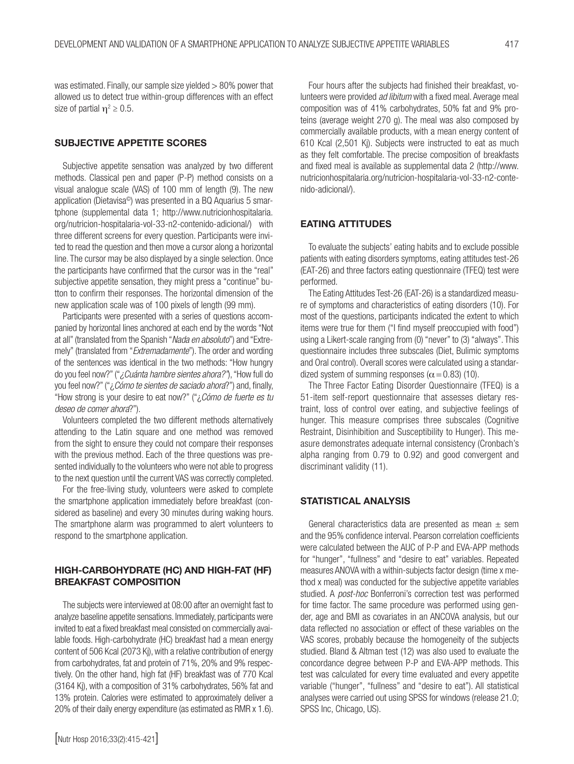was estimated. Finally, our sample size yielded > 80% power that allowed us to detect true within-group differences with an effect size of partial $\eta^2 \geq 0.5$.

## SUBJECTIVE APPETITE SCORES

Subjective appetite sensation was analyzed by two different methods. Classical pen and paper (P-P) method consists on a visual analogue scale (VAS) of 100 mm of length (9). The new application (Dietavisa©) was presented in a BQ Aquarius 5 smartphone (supplemental data 1; http://www.nutricionhospitalaria.org/nutricion-hospitalaria-vol-33-n2-contenido-adicional/) with three different screens for every question. Participants were invited to read the question and then move a cursor along a horizontal line. The cursor may be also displayed by a single selection. Once the participants have confirmed that the cursor was in the "real" subjective appetite sensation, they might press a "continue" button to confirm their responses. The horizontal dimension of the new application scale was of 100 pixels of length (99 mm).

Participants were presented with a series of questions accompanied by horizontal lines anchored at each end by the words "Not at all" (translated from the Spanish "*Nada en absoluto*") and "Extremely" (translated from "*Extremadamente*"). The order and wording of the sentences was identical in the two methods: "How hungry do you feel now?" ("*¿Cuánta hambre sientes ahora?*"), "How full do you feel now?" ("*¿Cómo te sientes de saciado ahora*?") and, finally, "How strong is your desire to eat now?" ("*¿Cómo de fuerte es tu deseo de comer ahora*?").

Volunteers completed the two different methods alternatively attending to the Latin square and one method was removed from the sight to ensure they could not compare their responses with the previous method. Each of the three questions was presented individually to the volunteers who were not able to progress to the next question until the current VAS was correctly completed.

For the free-living study, volunteers were asked to complete the smartphone application immediately before breakfast (considered as baseline) and every 30 minutes during waking hours. The smartphone alarm was programmed to alert volunteers to respond to the smartphone application.

## HIGH-CARBOHYDRATE (HC) AND HIGH-FAT (HF) BREAKFAST COMPOSITION

The subjects were interviewed at 08:00 after an overnight fast to analyze baseline appetite sensations. Immediately, participants were invited to eat a fixed breakfast meal consisted on commercially available foods. High-carbohydrate (HC) breakfast had a mean energy content of 506 Kcal (2073 Kj), with a relative contribution of energy from carbohydrates, fat and protein of 71%, 20% and 9% respectively. On the other hand, high fat (HF) breakfast was of 770 Kcal (3164 Kj), with a composition of 31% carbohydrates, 56% fat and 13% protein. Calories were estimated to approximately deliver a 20% of their daily energy expenditure (as estimated as RMR x 1.6).

Four hours after the subjects had finished their breakfast, volunteers were provided *ad libitum* with a fixed meal. Average meal composition was of 41% carbohydrates, 50% fat and 9% proteins (average weight 270 g). The meal was also composed by commercially available products, with a mean energy content of 610 Kcal (2,501 Kj). Subjects were instructed to eat as much as they felt comfortable. The precise composition of breakfasts and fixed meal is available as supplemental data 2 (http://www.nutricionhospitalaria.org/nutricion-hospitalaria-vol-33-n2-contenido-adicional/).

## EATING ATTITUDES

To evaluate the subjects' eating habits and to exclude possible patients with eating disorders symptoms, eating attitudes test-26 (EAT-26) and three factors eating questionnaire (TFEQ) test were performed.

The Eating Attitudes Test-26 (EAT-26) is a standardized measure of symptoms and characteristics of eating disorders (10). For most of the questions, participants indicated the extent to which items were true for them ("I find myself preoccupied with food") using a Likert-scale ranging from (0) "never" to (3) "always". This questionnaire includes three subscales (Diet, Bulimic symptoms and Oral control). Overall scores were calculated using a standardized system of summing responses ($\alpha = 0.83$) (10).

The Three Factor Eating Disorder Questionnaire (TFEQ) is a 51-item self-report questionnaire that assesses dietary restraint, loss of control over eating, and subjective feelings of hunger. This measure comprises three subscales (Cognitive Restraint, Disinhibition and Susceptibility to Hunger). This measure demonstrates adequate internal consistency (Cronbach's alpha ranging from 0.79 to 0.92) and good convergent and discriminant validity (11).

## STATISTICAL ANALYSIS

General characteristics data are presented as mean ± sem and the 95% confidence interval. Pearson correlation coefficients were calculated between the AUC of P-P and EVA-APP methods for "hunger", "fullness" and "desire to eat" variables. Repeated measures ANOVA with a within-subjects factor design (time x method x meal) was conducted for the subjective appetite variables studied. A *post-hoc* Bonferroni's correction test was performed for time factor. The same procedure was performed using gender, age and BMI as covariates in an ANCOVA analysis, but our data reflected no association or effect of these variables on the VAS scores, probably because the homogeneity of the subjects studied. Bland & Altman test (12) was also used to evaluate the concordance degree between P-P and EVA-APP methods. This test was calculated for every time evaluated and every appetite variable ("hunger", "fullness" and "desire to eat"). All statistical analyses were carried out using SPSS for windows (release 21.0; SPSS Inc, Chicago, US).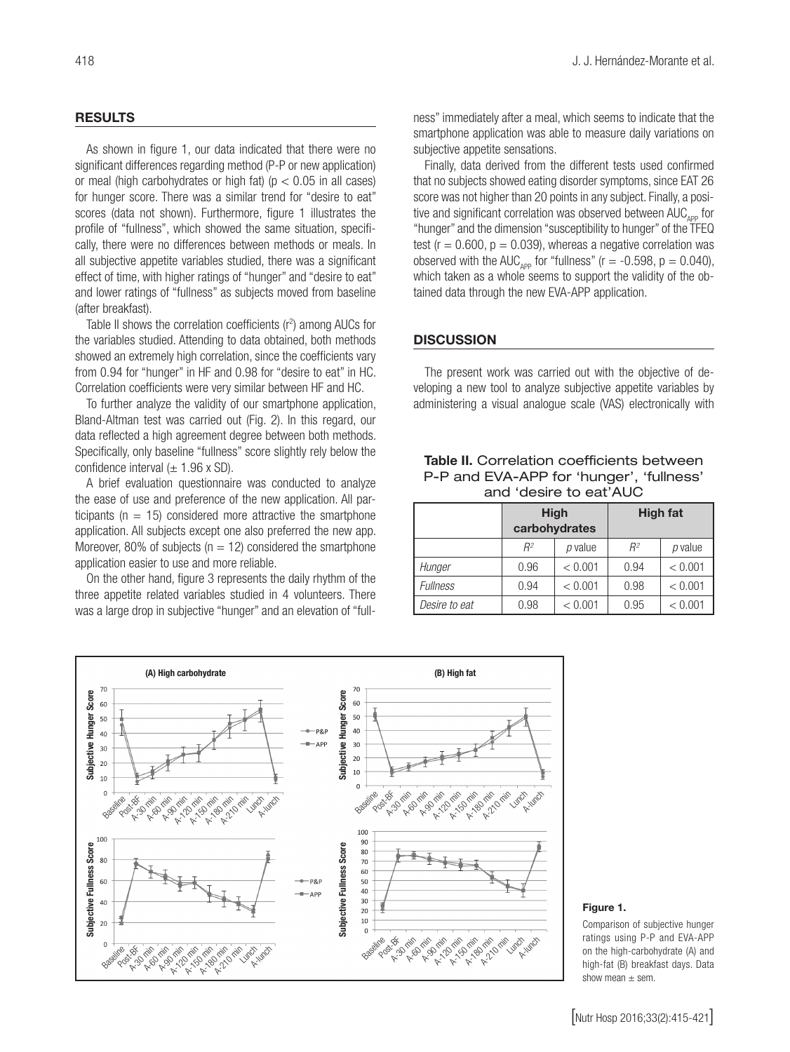## RESULTS

As shown in figure 1, our data indicated that there were no significant differences regarding method (P-P or new application) or meal (high carbohydrates or high fat) ($p < 0.05$ in all cases) for hunger score. There was a similar trend for "desire to eat" scores (data not shown). Furthermore, figure 1 illustrates the profile of "fullness", which showed the same situation, specifically, there were no differences between methods or meals. In all subjective appetite variables studied, there was a significant effect of time, with higher ratings of "hunger" and "desire to eat" and lower ratings of "fullness" as subjects moved from baseline (after breakfast).

Table II shows the correlation coefficients ($r^2$) among AUCs for the variables studied. Attending to data obtained, both methods showed an extremely high correlation, since the coefficients vary from 0.94 for "hunger" in HF and 0.98 for "desire to eat" in HC. Correlation coefficients were very similar between HF and HC.

To further analyze the validity of our smartphone application, Bland-Altman test was carried out (Fig. 2). In this regard, our data reflected a high agreement degree between both methods. Specifically, only baseline "fullness" score slightly rely below the confidence interval (± 1.96 x SD).

A brief evaluation questionnaire was conducted to analyze the ease of use and preference of the new application. All participants (n = 15) considered more attractive the smartphone application. All subjects except one also preferred the new app. Moreover, 80% of subjects (n = 12) considered the smartphone application easier to use and more reliable.

On the other hand, figure 3 represents the daily rhythm of the three appetite related variables studied in 4 volunteers. There was a large drop in subjective "hunger" and an elevation of "fullness" immediately after a meal, which seems to indicate that the smartphone application was able to measure daily variations on subjective appetite sensations.

Finally, data derived from the different tests used confirmed that no subjects showed eating disorder symptoms, since EAT 26 score was not higher than 20 points in any subject. Finally, a positive and significant correlation was observed between $AUC_{APP}$ for "hunger" and the dimension "susceptibility to hunger" of the TFEQ test ($r = 0.600$, $p = 0.039$), whereas a negative correlation was observed with the $AUC_{APP}$ for "fullness" ($r = -0.598$, $p = 0.040$), which taken as a whole seems to support the validity of the obtained data through the new EVA-APP application.

## DISCUSSION

The present work was carried out with the objective of developing a new tool to analyze subjective appetite variables by administering a visual analogue scale (VAS) electronically with

**Table II.** Correlation coefficients between P-P and EVA-APP for 'hunger', 'fullness' and 'desire to eat'AUC

| | High carbohydrates | | High fat | |
|---|---|---|---|---|
| | $R^2$ | *p* value | $R^2$ | *p* value |
| *Hunger* | 0.96 | < 0.001 | 0.94 | < 0.001 |
| *Fullness* | 0.94 | < 0.001 | 0.98 | < 0.001 |
| *Desire to eat* | 0.98 | < 0.001 | 0.95 | < 0.001 |

**Figure 1.**

Comparison of subjective hunger ratings using P-P and EVA-APP on the high-carbohydrate (A) and high-fat (B) breakfast days. Data show mean ± sem.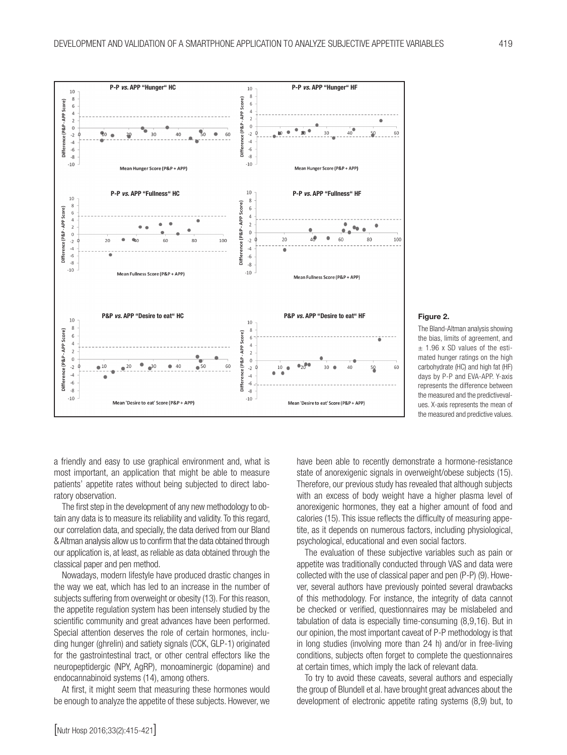**Figure 2.**

The Bland-Altman analysis showing the bias, limits of agreement, and ± 1.96 x SD values of the estimated hunger ratings on the high carbohydrate (HC) and high fat (HF) days by P-P and EVA-APP. Y-axis represents the difference between the measured and the predictivevalues. X-axis represents the mean of the measured and predictive values.

a friendly and easy to use graphical environment and, what is most important, an application that might be able to measure patients' appetite rates without being subjected to direct laboratory observation.

The first step in the development of any new methodology to obtain any data is to measure its reliability and validity. To this regard, our correlation data, and specially, the data derived from our Bland & Altman analysis allow us to confirm that the data obtained through our application is, at least, as reliable as data obtained through the classical paper and pen method.

Nowadays, modern lifestyle have produced drastic changes in the way we eat, which has led to an increase in the number of subjects suffering from overweight or obesity (13). For this reason, the appetite regulation system has been intensely studied by the scientific community and great advances have been performed. Special attention deserves the role of certain hormones, including hunger (ghrelin) and satiety signals (CCK, GLP-1) originated for the gastrointestinal tract, or other central effectors like the neuropeptidergic (NPY, AgRP), monoaminergic (dopamine) and endocannabinoid systems (14), among others.

At first, it might seem that measuring these hormones would be enough to analyze the appetite of these subjects. However, we have been able to recently demonstrate a hormone-resistance state of anorexigenic signals in overweight/obese subjects (15). Therefore, our previous study has revealed that although subjects with an excess of body weight have a higher plasma level of anorexigenic hormones, they eat a higher amount of food and calories (15). This issue reflects the difficulty of measuring appetite, as it depends on numerous factors, including physiological, psychological, educational and even social factors.

The evaluation of these subjective variables such as pain or appetite was traditionally conducted through VAS and data were collected with the use of classical paper and pen (P-P) (9). However, several authors have previously pointed several drawbacks of this methodology. For instance, the integrity of data cannot be checked or verified, questionnaires may be mislabeled and tabulation of data is especially time-consuming (8,9,16). But in our opinion, the most important caveat of P-P methodology is that in long studies (involving more than 24 h) and/or in free-living conditions, subjects often forget to complete the questionnaires at certain times, which imply the lack of relevant data.

To try to avoid these caveats, several authors and especially the group of Blundell et al. have brought great advances about the development of electronic appetite rating systems (8,9) but, to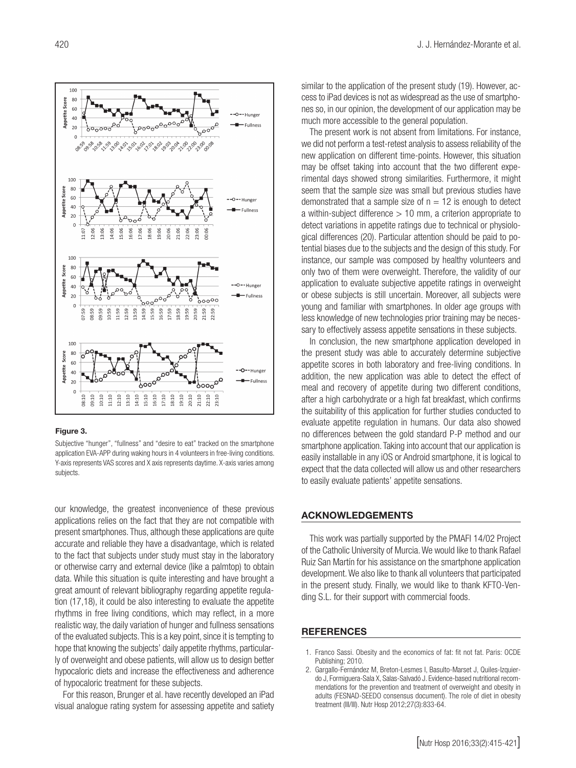**Figure 3.**

Subjective "hunger", "fullness" and "desire to eat" tracked on the smartphone application EVA-APP during waking hours in 4 volunteers in free-living conditions. Y-axis represents VAS scores and X axis represents daytime. X-axis varies among subjects.

our knowledge, the greatest inconvenience of these previous applications relies on the fact that they are not compatible with present smartphones. Thus, although these applications are quite accurate and reliable they have a disadvantage, which is related to the fact that subjects under study must stay in the laboratory or otherwise carry and external device (like a palmtop) to obtain data. While this situation is quite interesting and have brought a great amount of relevant bibliography regarding appetite regulation (17,18), it could be also interesting to evaluate the appetite rhythms in free living conditions, which may reflect, in a more realistic way, the daily variation of hunger and fullness sensations of the evaluated subjects. This is a key point, since it is tempting to hope that knowing the subjects' daily appetite rhythms, particularly of overweight and obese patients, will allow us to design better hypocaloric diets and increase the effectiveness and adherence of hypocaloric treatment for these subjects.

For this reason, Brunger et al. have recently developed an iPad visual analogue rating system for assessing appetite and satiety similar to the application of the present study (19). However, access to iPad devices is not as widespread as the use of smartphones so, in our opinion, the development of our application may be much more accessible to the general population.

The present work is not absent from limitations. For instance, we did not perform a test-retest analysis to assess reliability of the new application on different time-points. However, this situation may be offset taking into account that the two different experimental days showed strong similarities. Furthermore, it might seem that the sample size was small but previous studies have demonstrated that a sample size of $n = 12$ is enough to detect a within-subject difference $> 10$ mm, a criterion appropriate to detect variations in appetite ratings due to technical or physiological differences (20). Particular attention should be paid to potential biases due to the subjects and the design of this study. For instance, our sample was composed by healthy volunteers and only two of them were overweight. Therefore, the validity of our application to evaluate subjective appetite ratings in overweight or obese subjects is still uncertain. Moreover, all subjects were young and familiar with smartphones. In older age groups with less knowledge of new technologies prior training may be necessary to effectively assess appetite sensations in these subjects.

In conclusion, the new smartphone application developed in the present study was able to accurately determine subjective appetite scores in both laboratory and free-living conditions. In addition, the new application was able to detect the effect of meal and recovery of appetite during two different conditions, after a high carbohydrate or a high fat breakfast, which confirms the suitability of this application for further studies conducted to evaluate appetite regulation in humans. Our data also showed no differences between the gold standard P-P method and our smartphone application. Taking into account that our application is easily installable in any iOS or Android smartphone, it is logical to expect that the data collected will allow us and other researchers to easily evaluate patients' appetite sensations.

## ACKNOWLEDGEMENTS

This work was partially supported by the PMAFI 14/02 Project of the Catholic University of Murcia. We would like to thank Rafael Ruiz San Martín for his assistance on the smartphone application development. We also like to thank all volunteers that participated in the present study. Finally, we would like to thank KFTO-Vending S.L. for their support with commercial foods.

## REFERENCES

1. Franco Sassi. Obesity and the economics of fat: fit not fat. Paris: OCDE Publishing; 2010.
2. Gargallo-Fernández M, Breton-Lesmes I, Basulto-Marset J, Quiles-Izquierdo J, Formiguera-Sala X, Salas-Salvadó J. Evidence-based nutritional recommendations for the prevention and treatment of overweight and obesity in adults (FESNAD-SEEDO consensus document). The role of diet in obesity treatment (III/III). Nutr Hosp 2012;27(3):833-64.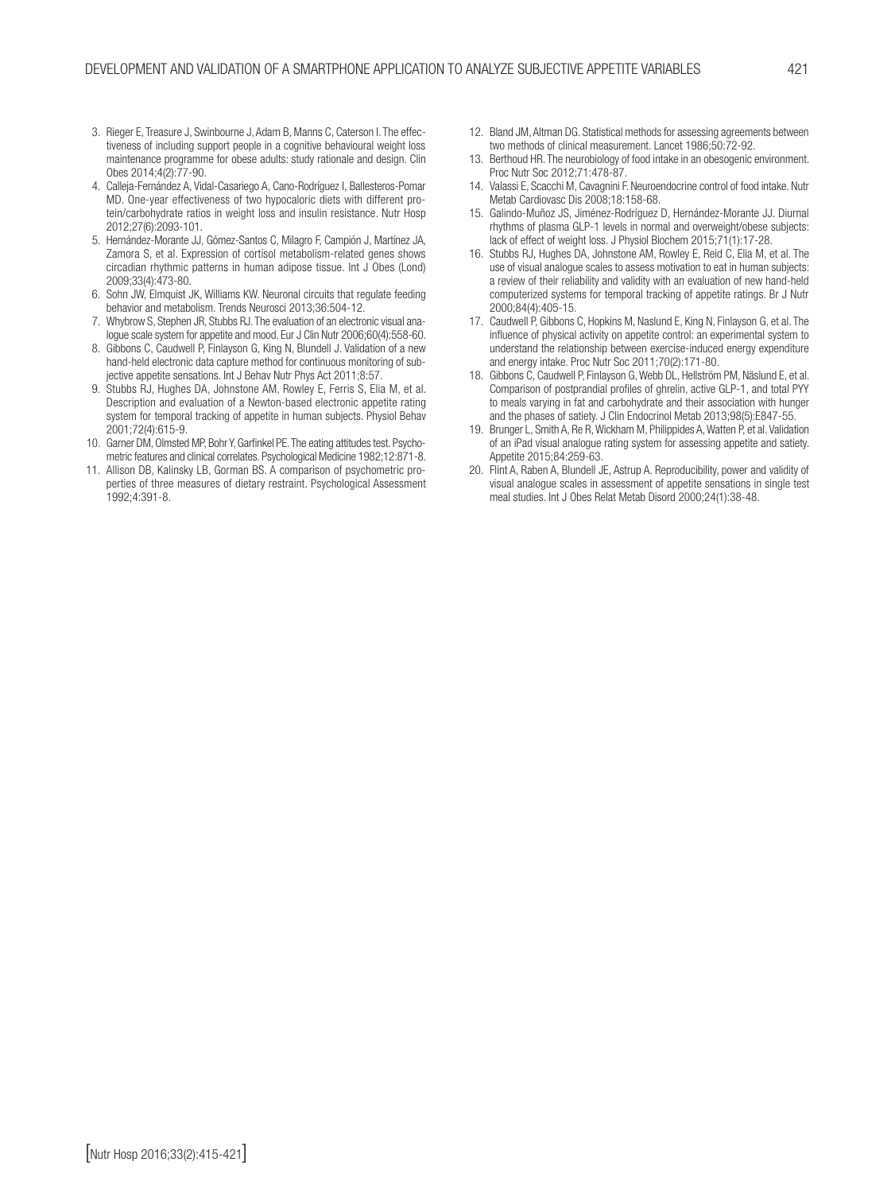3. Rieger E, Treasure J, Swinbourne J, Adam B, Manns C, Caterson I. The effectiveness of including support people in a cognitive behavioural weight loss maintenance programme for obese adults: study rationale and design. Clin Obes 2014;4(2):77-90.
4. Calleja-Fernández A, Vidal-Casariego A, Cano-Rodríguez I, Ballesteros-Pomar MD. One-year effectiveness of two hypocaloric diets with different protein/carbohydrate ratios in weight loss and insulin resistance. Nutr Hosp 2012;27(6):2093-101.
5. Hernández-Morante JJ, Gómez-Santos C, Milagro F, Campión J, Martínez JA, Zamora S, et al. Expression of cortisol metabolism-related genes shows circadian rhythmic patterns in human adipose tissue. Int J Obes (Lond) 2009;33(4):473-80.
6. Sohn JW, Elmquist JK, Williams KW. Neuronal circuits that regulate feeding behavior and metabolism. Trends Neurosci 2013;36:504-12.
7. Whybrow S, Stephen JR, Stubbs RJ. The evaluation of an electronic visual analogue scale system for appetite and mood. Eur J Clin Nutr 2006;60(4):558-60.
8. Gibbons C, Caudwell P, Finlayson G, King N, Blundell J. Validation of a new hand-held electronic data capture method for continuous monitoring of subjective appetite sensations. Int J Behav Nutr Phys Act 2011;8:57.
9. Stubbs RJ, Hughes DA, Johnstone AM, Rowley E, Ferris S, Elia M, et al. Description and evaluation of a Newton-based electronic appetite rating system for temporal tracking of appetite in human subjects. Physiol Behav 2001;72(4):615-9.
10. Garner DM, Olmsted MP, Bohr Y, Garfinkel PE. The eating attitudes test. Psychometric features and clinical correlates. Psychological Medicine 1982;12:871-8.
11. Allison DB, Kalinsky LB, Gorman BS. A comparison of psychometric properties of three measures of dietary restraint. Psychological Assessment 1992;4:391-8.
12. Bland JM, Altman DG. Statistical methods for assessing agreements between two methods of clinical measurement. Lancet 1986;50:72-92.
13. Berthoud HR. The neurobiology of food intake in an obesogenic environment. Proc Nutr Soc 2012;71:478-87.
14. Valassi E, Scacchi M, Cavagnini F. Neuroendocrine control of food intake. Nutr Metab Cardiovasc Dis 2008;18:158-68.
15. Galindo-Muñoz JS, Jiménez-Rodríguez D, Hernández-Morante JJ. Diurnal rhythms of plasma GLP-1 levels in normal and overweight/obese subjects: lack of effect of weight loss. J Physiol Biochem 2015;71(1):17-28.
16. Stubbs RJ, Hughes DA, Johnstone AM, Rowley E, Reid C, Elia M, et al. The use of visual analogue scales to assess motivation to eat in human subjects: a review of their reliability and validity with an evaluation of new hand-held computerized systems for temporal tracking of appetite ratings. Br J Nutr 2000;84(4):405-15.
17. Caudwell P, Gibbons C, Hopkins M, Naslund E, King N, Finlayson G, et al. The influence of physical activity on appetite control: an experimental system to understand the relationship between exercise-induced energy expenditure and energy intake. Proc Nutr Soc 2011;70(2):171-80.
18. Gibbons C, Caudwell P, Finlayson G, Webb DL, Hellström PM, Näslund E, et al. Comparison of postprandial profiles of ghrelin, active GLP-1, and total PYY to meals varying in fat and carbohydrate and their association with hunger and the phases of satiety. J Clin Endocrinol Metab 2013;98(5):E847-55.
19. Brunger L, Smith A, Re R, Wickham M, Philippides A, Watten P, et al. Validation of an iPad visual analogue rating system for assessing appetite and satiety. Appetite 2015;84:259-63.
20. Flint A, Raben A, Blundell JE, Astrup A. Reproducibility, power and validity of visual analogue scales in assessment of appetite sensations in single test meal studies. Int J Obes Relat Metab Disord 2000;24(1):38-48.